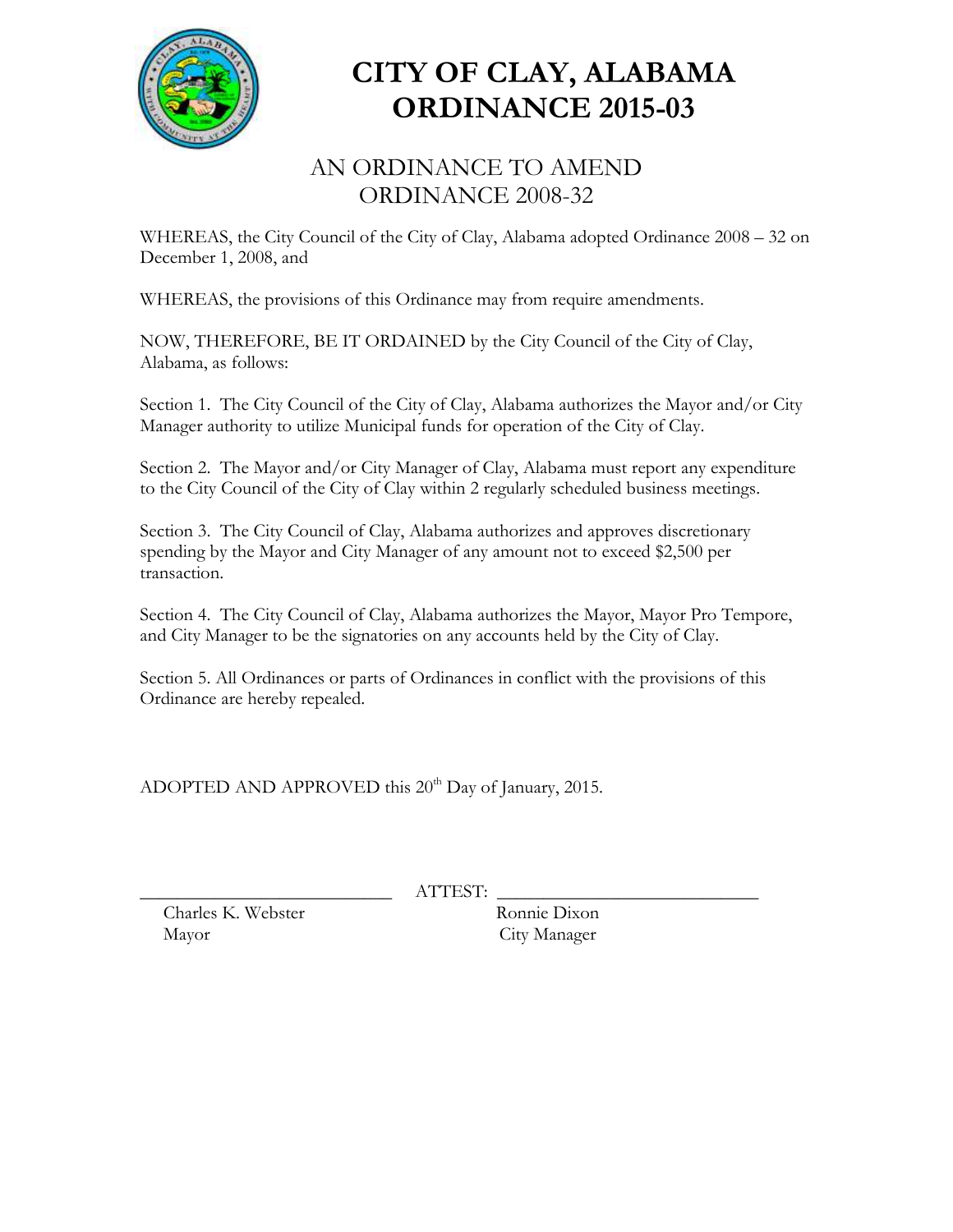# CITY OF CLAY, ALABAMA
# ORDINANCE 2015-03

## AN ORDINANCE TO AMEND ORDINANCE 2008-32

WHEREAS, the City Council of the City of Clay, Alabama adopted Ordinance 2008 – 32 on December 1, 2008, and

WHEREAS, the provisions of this Ordinance may from require amendments.

NOW, THEREFORE, BE IT ORDAINED by the City Council of the City of Clay, Alabama, as follows:

Section 1. The City Council of the City of Clay, Alabama authorizes the Mayor and/or City Manager authority to utilize Municipal funds for operation of the City of Clay.

Section 2. The Mayor and/or City Manager of Clay, Alabama must report any expenditure to the City Council of the City of Clay within 2 regularly scheduled business meetings.

Section 3. The City Council of Clay, Alabama authorizes and approves discretionary spending by the Mayor and City Manager of any amount not to exceed $2,500 per transaction.

Section 4. The City Council of Clay, Alabama authorizes the Mayor, Mayor Pro Tempore, and City Manager to be the signatories on any accounts held by the City of Clay.

Section 5. All Ordinances or parts of Ordinances in conflict with the provisions of this Ordinance are hereby repealed.

ADOPTED AND APPROVED this 20th Day of January, 2015.

\_\_\_\_\_\_\_\_\_\_\_\_\_\_\_\_\_\_\_\_\_\_\_\_\_\_\_ ATTEST: \_\_\_\_\_\_\_\_\_\_\_\_\_\_\_\_\_\_\_\_\_\_\_\_\_\_\_

Charles K. Webster
Mayor

Ronnie Dixon
City Manager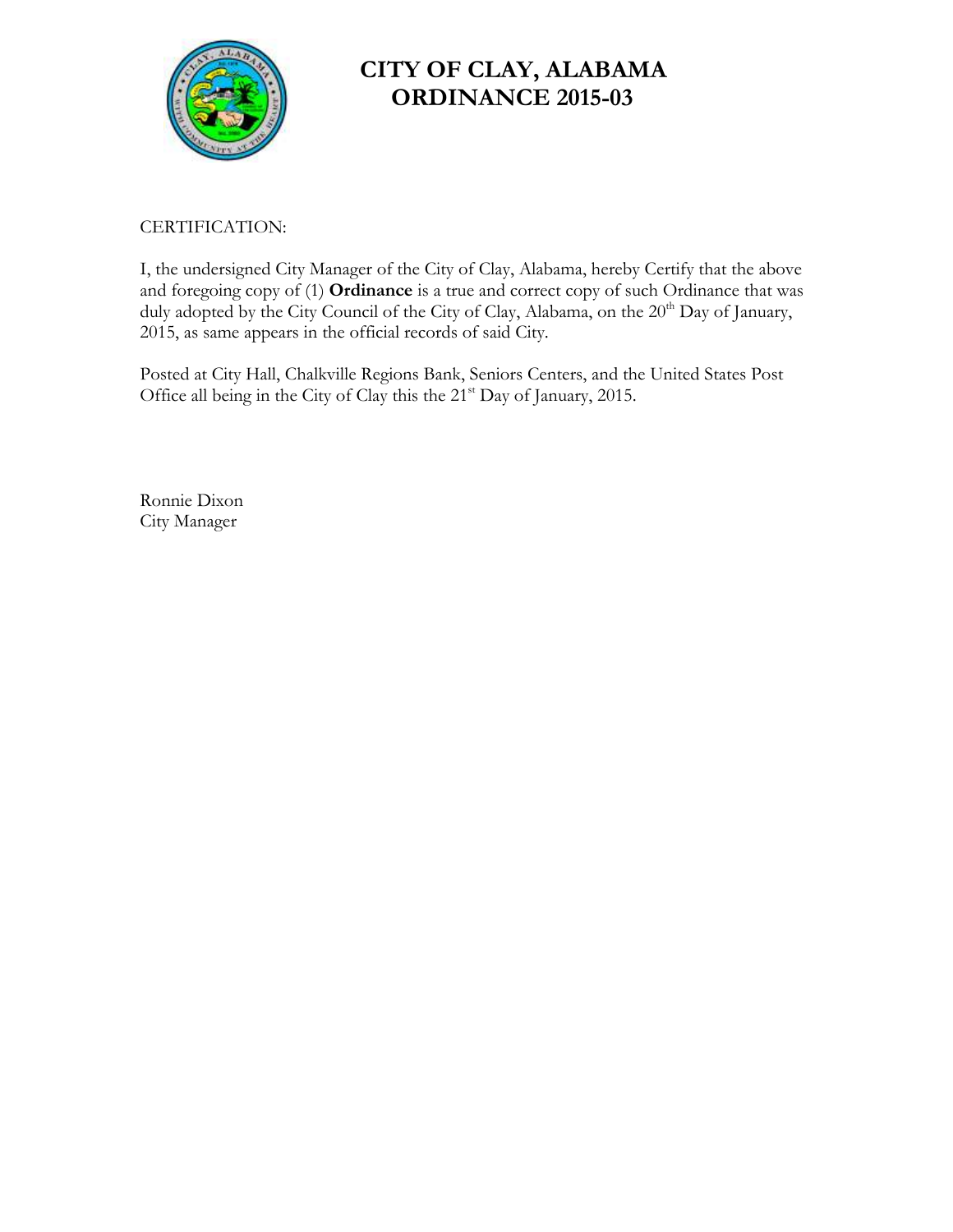# CITY OF CLAY, ALABAMA
# ORDINANCE 2015-03

CERTIFICATION:

I, the undersigned City Manager of the City of Clay, Alabama, hereby Certify that the above and foregoing copy of (1) **Ordinance** is a true and correct copy of such Ordinance that was duly adopted by the City Council of the City of Clay, Alabama, on the 20th Day of January, 2015, as same appears in the official records of said City.

Posted at City Hall, Chalkville Regions Bank, Seniors Centers, and the United States Post Office all being in the City of Clay this the 21st Day of January, 2015.

Ronnie Dixon
City Manager